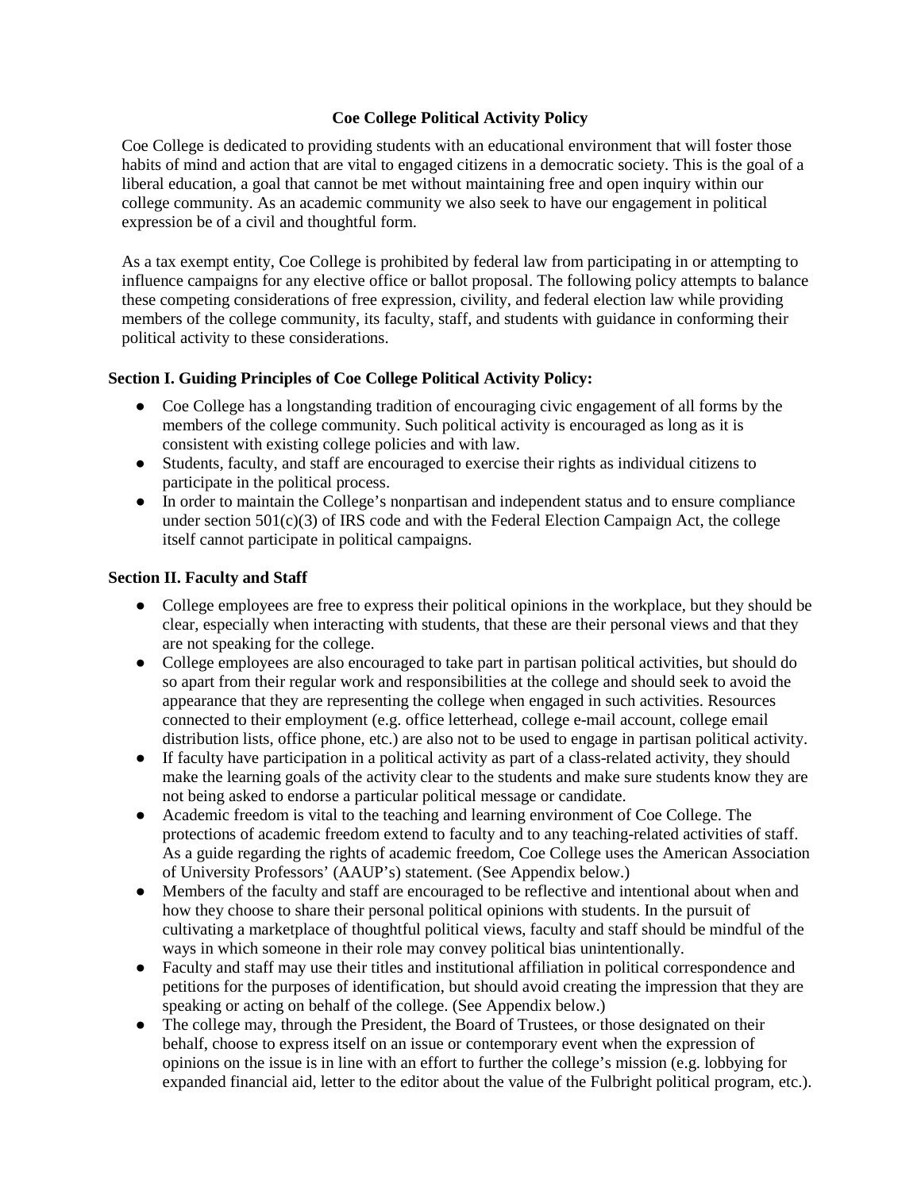# Coe College Political Activity Policy

Coe College is dedicated to providing students with an educational environment that will foster those habits of mind and action that are vital to engaged citizens in a democratic society. This is the goal of a liberal education, a goal that cannot be met without maintaining free and open inquiry within our college community. As an academic community we also seek to have our engagement in political expression be of a civil and thoughtful form.

As a tax exempt entity, Coe College is prohibited by federal law from participating in or attempting to influence campaigns for any elective office or ballot proposal. The following policy attempts to balance these competing considerations of free expression, civility, and federal election law while providing members of the college community, its faculty, staff, and students with guidance in conforming their political activity to these considerations.

## Section I. Guiding Principles of Coe College Political Activity Policy:

- Coe College has a longstanding tradition of encouraging civic engagement of all forms by the members of the college community. Such political activity is encouraged as long as it is consistent with existing college policies and with law.
- Students, faculty, and staff are encouraged to exercise their rights as individual citizens to participate in the political process.
- In order to maintain the College's nonpartisan and independent status and to ensure compliance under section 501(c)(3) of IRS code and with the Federal Election Campaign Act, the college itself cannot participate in political campaigns.

## Section II. Faculty and Staff

- College employees are free to express their political opinions in the workplace, but they should be clear, especially when interacting with students, that these are their personal views and that they are not speaking for the college.
- College employees are also encouraged to take part in partisan political activities, but should do so apart from their regular work and responsibilities at the college and should seek to avoid the appearance that they are representing the college when engaged in such activities. Resources connected to their employment (e.g. office letterhead, college e-mail account, college email distribution lists, office phone, etc.) are also not to be used to engage in partisan political activity.
- If faculty have participation in a political activity as part of a class-related activity, they should make the learning goals of the activity clear to the students and make sure students know they are not being asked to endorse a particular political message or candidate.
- Academic freedom is vital to the teaching and learning environment of Coe College. The protections of academic freedom extend to faculty and to any teaching-related activities of staff. As a guide regarding the rights of academic freedom, Coe College uses the American Association of University Professors' (AAUP's) statement. (See Appendix below.)
- Members of the faculty and staff are encouraged to be reflective and intentional about when and how they choose to share their personal political opinions with students. In the pursuit of cultivating a marketplace of thoughtful political views, faculty and staff should be mindful of the ways in which someone in their role may convey political bias unintentionally.
- Faculty and staff may use their titles and institutional affiliation in political correspondence and petitions for the purposes of identification, but should avoid creating the impression that they are speaking or acting on behalf of the college. (See Appendix below.)
- The college may, through the President, the Board of Trustees, or those designated on their behalf, choose to express itself on an issue or contemporary event when the expression of opinions on the issue is in line with an effort to further the college's mission (e.g. lobbying for expanded financial aid, letter to the editor about the value of the Fulbright political program, etc.).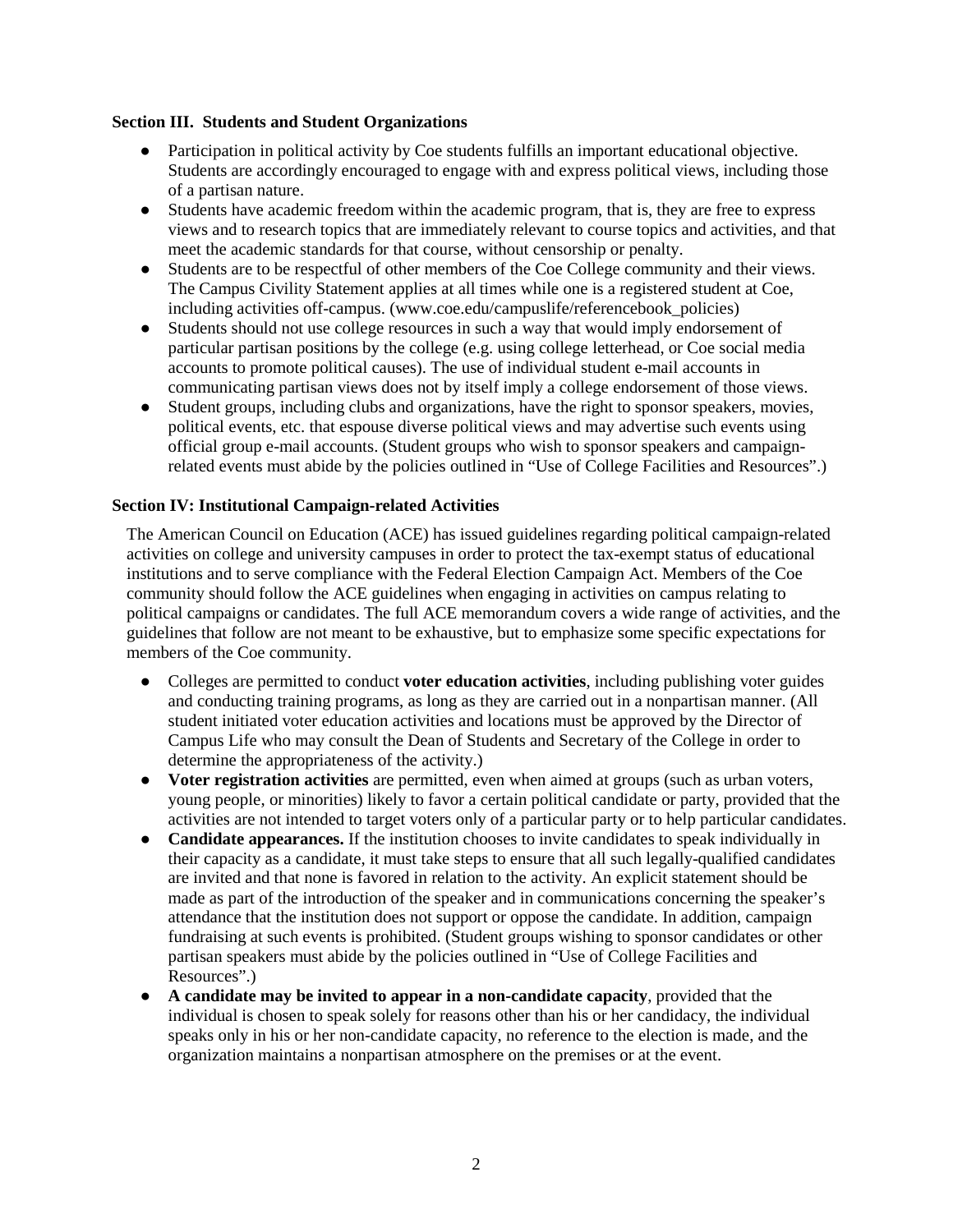### Section III. Students and Student Organizations

- Participation in political activity by Coe students fulfills an important educational objective. Students are accordingly encouraged to engage with and express political views, including those of a partisan nature.
- Students have academic freedom within the academic program, that is, they are free to express views and to research topics that are immediately relevant to course topics and activities, and that meet the academic standards for that course, without censorship or penalty.
- Students are to be respectful of other members of the Coe College community and their views. The Campus Civility Statement applies at all times while one is a registered student at Coe, including activities off-campus. (www.coe.edu/campuslife/referencebook_policies)
- Students should not use college resources in such a way that would imply endorsement of particular partisan positions by the college (e.g. using college letterhead, or Coe social media accounts to promote political causes). The use of individual student e-mail accounts in communicating partisan views does not by itself imply a college endorsement of those views.
- Student groups, including clubs and organizations, have the right to sponsor speakers, movies, political events, etc. that espouse diverse political views and may advertise such events using official group e-mail accounts. (Student groups who wish to sponsor speakers and campaign-related events must abide by the policies outlined in "Use of College Facilities and Resources".)

### Section IV: Institutional Campaign-related Activities

The American Council on Education (ACE) has issued guidelines regarding political campaign-related activities on college and university campuses in order to protect the tax-exempt status of educational institutions and to serve compliance with the Federal Election Campaign Act. Members of the Coe community should follow the ACE guidelines when engaging in activities on campus relating to political campaigns or candidates. The full ACE memorandum covers a wide range of activities, and the guidelines that follow are not meant to be exhaustive, but to emphasize some specific expectations for members of the Coe community.

- Colleges are permitted to conduct **voter education activities**, including publishing voter guides and conducting training programs, as long as they are carried out in a nonpartisan manner. (All student initiated voter education activities and locations must be approved by the Director of Campus Life who may consult the Dean of Students and Secretary of the College in order to determine the appropriateness of the activity.)
- **Voter registration activities** are permitted, even when aimed at groups (such as urban voters, young people, or minorities) likely to favor a certain political candidate or party, provided that the activities are not intended to target voters only of a particular party or to help particular candidates.
- **Candidate appearances.** If the institution chooses to invite candidates to speak individually in their capacity as a candidate, it must take steps to ensure that all such legally-qualified candidates are invited and that none is favored in relation to the activity. An explicit statement should be made as part of the introduction of the speaker and in communications concerning the speaker's attendance that the institution does not support or oppose the candidate. In addition, campaign fundraising at such events is prohibited. (Student groups wishing to sponsor candidates or other partisan speakers must abide by the policies outlined in "Use of College Facilities and Resources".)
- **A candidate may be invited to appear in a non-candidate capacity**, provided that the individual is chosen to speak solely for reasons other than his or her candidacy, the individual speaks only in his or her non-candidate capacity, no reference to the election is made, and the organization maintains a nonpartisan atmosphere on the premises or at the event.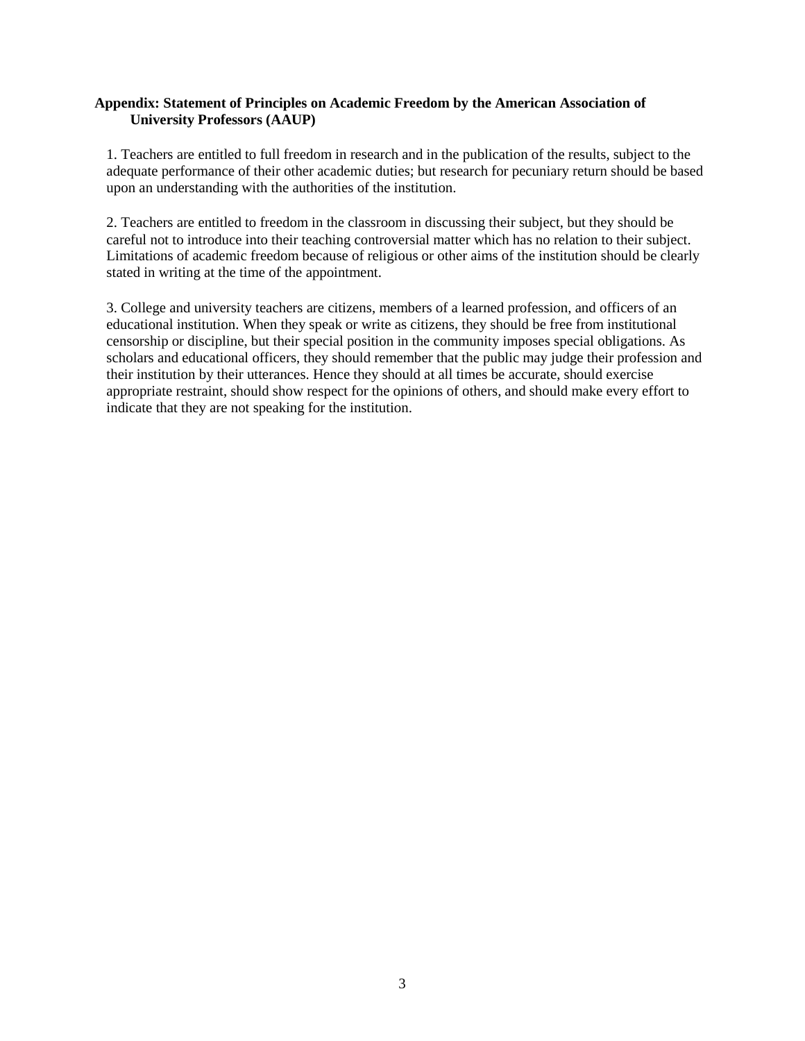### Appendix: Statement of Principles on Academic Freedom by the American Association of University Professors (AAUP)

1. Teachers are entitled to full freedom in research and in the publication of the results, subject to the adequate performance of their other academic duties; but research for pecuniary return should be based upon an understanding with the authorities of the institution.

2. Teachers are entitled to freedom in the classroom in discussing their subject, but they should be careful not to introduce into their teaching controversial matter which has no relation to their subject. Limitations of academic freedom because of religious or other aims of the institution should be clearly stated in writing at the time of the appointment.

3. College and university teachers are citizens, members of a learned profession, and officers of an educational institution. When they speak or write as citizens, they should be free from institutional censorship or discipline, but their special position in the community imposes special obligations. As scholars and educational officers, they should remember that the public may judge their profession and their institution by their utterances. Hence they should at all times be accurate, should exercise appropriate restraint, should show respect for the opinions of others, and should make every effort to indicate that they are not speaking for the institution.